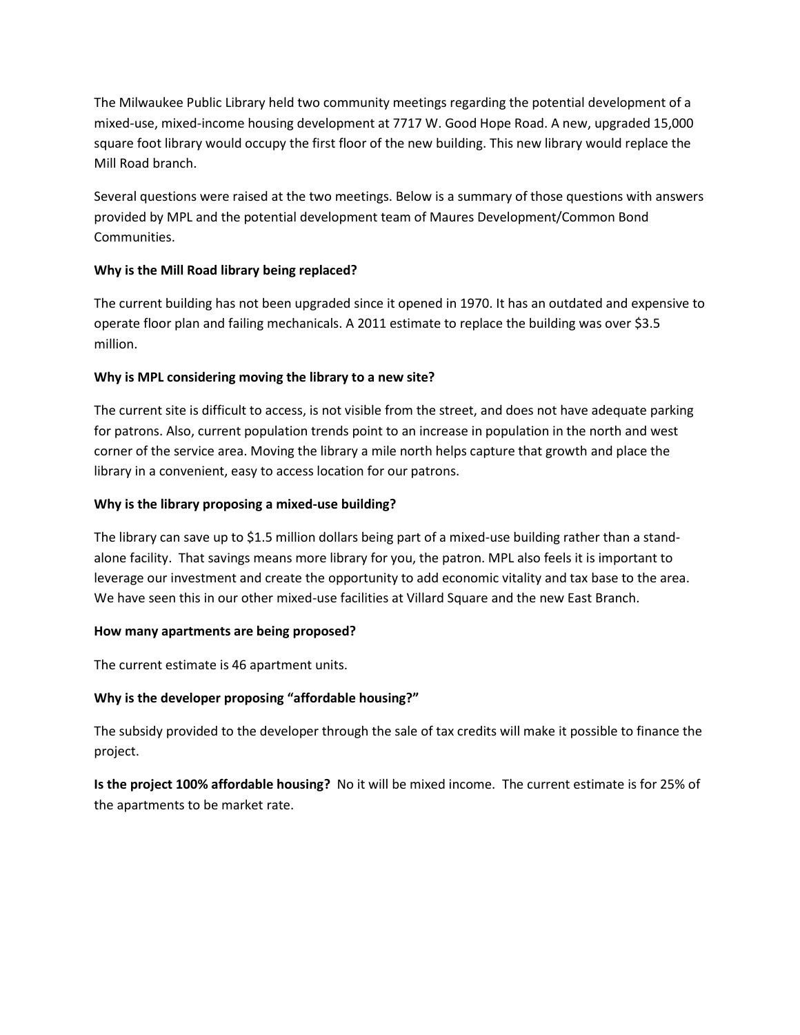The Milwaukee Public Library held two community meetings regarding the potential development of a mixed-use, mixed-income housing development at 7717 W. Good Hope Road. A new, upgraded 15,000 square foot library would occupy the first floor of the new building. This new library would replace the Mill Road branch.

Several questions were raised at the two meetings. Below is a summary of those questions with answers provided by MPL and the potential development team of Maures Development/Common Bond Communities.

**Why is the Mill Road library being replaced?**

The current building has not been upgraded since it opened in 1970. It has an outdated and expensive to operate floor plan and failing mechanicals. A 2011 estimate to replace the building was over $3.5 million.

**Why is MPL considering moving the library to a new site?**

The current site is difficult to access, is not visible from the street, and does not have adequate parking for patrons. Also, current population trends point to an increase in population in the north and west corner of the service area. Moving the library a mile north helps capture that growth and place the library in a convenient, easy to access location for our patrons.

**Why is the library proposing a mixed-use building?**

The library can save up to $1.5 million dollars being part of a mixed-use building rather than a stand-alone facility. That savings means more library for you, the patron. MPL also feels it is important to leverage our investment and create the opportunity to add economic vitality and tax base to the area. We have seen this in our other mixed-use facilities at Villard Square and the new East Branch.

**How many apartments are being proposed?**

The current estimate is 46 apartment units.

**Why is the developer proposing "affordable housing?"**

The subsidy provided to the developer through the sale of tax credits will make it possible to finance the project.

**Is the project 100% affordable housing?** No it will be mixed income. The current estimate is for 25% of the apartments to be market rate.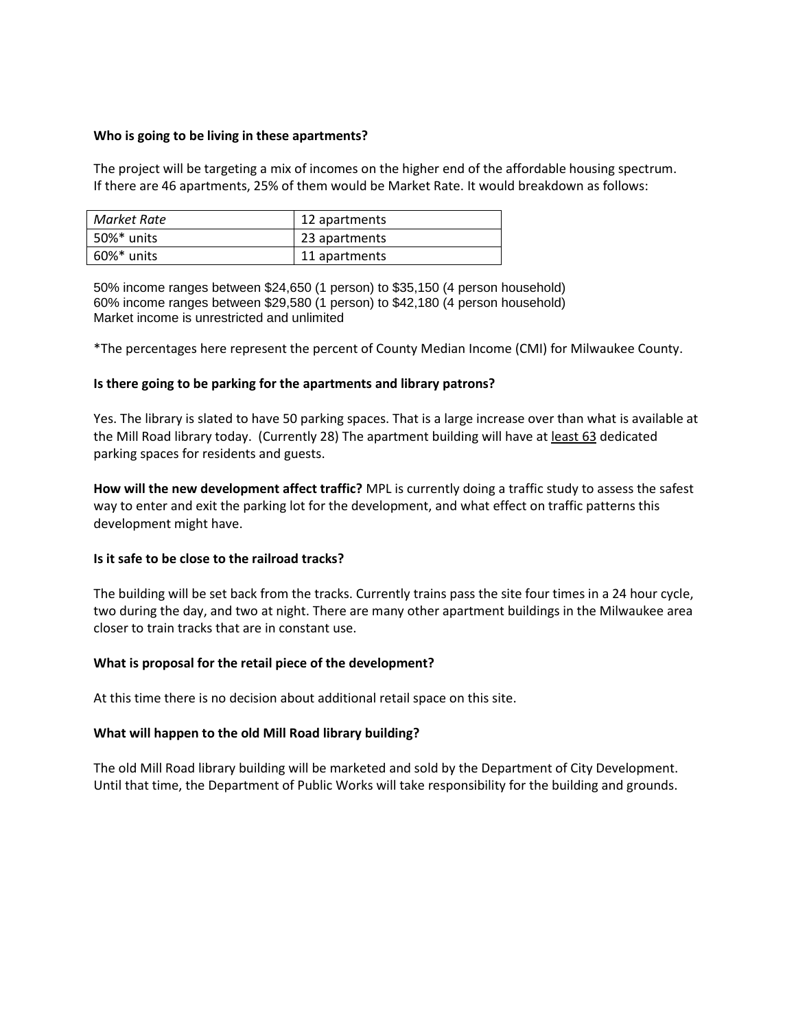**Who is going to be living in these apartments?**

The project will be targeting a mix of incomes on the higher end of the affordable housing spectrum. If there are 46 apartments, 25% of them would be Market Rate. It would breakdown as follows:

| *Market Rate* | 12 apartments |
|---|---|
| 50%* units | 23 apartments |
| 60%* units | 11 apartments |

50% income ranges between $24,650 (1 person) to $35,150 (4 person household)
60% income ranges between $29,580 (1 person) to $42,180 (4 person household)
Market income is unrestricted and unlimited

*The percentages here represent the percent of County Median Income (CMI) for Milwaukee County.

**Is there going to be parking for the apartments and library patrons?**

Yes. The library is slated to have 50 parking spaces. That is a large increase over than what is available at the Mill Road library today. (Currently 28) The apartment building will have at <u>least 63</u> dedicated parking spaces for residents and guests.

**How will the new development affect traffic?** MPL is currently doing a traffic study to assess the safest way to enter and exit the parking lot for the development, and what effect on traffic patterns this development might have.

**Is it safe to be close to the railroad tracks?**

The building will be set back from the tracks. Currently trains pass the site four times in a 24 hour cycle, two during the day, and two at night. There are many other apartment buildings in the Milwaukee area closer to train tracks that are in constant use.

**What is proposal for the retail piece of the development?**

At this time there is no decision about additional retail space on this site.

**What will happen to the old Mill Road library building?**

The old Mill Road library building will be marketed and sold by the Department of City Development. Until that time, the Department of Public Works will take responsibility for the building and grounds.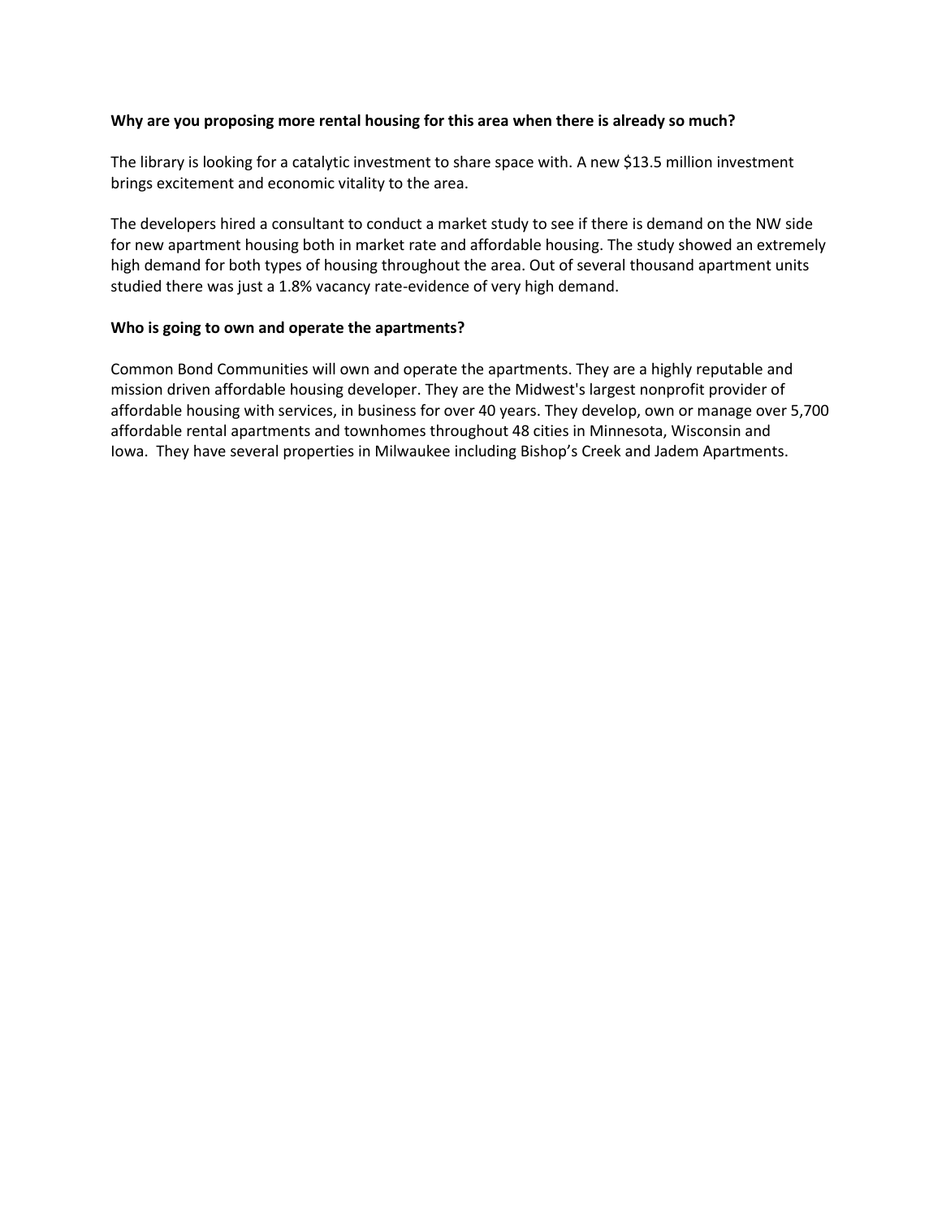**Why are you proposing more rental housing for this area when there is already so much?**

The library is looking for a catalytic investment to share space with. A new $13.5 million investment brings excitement and economic vitality to the area.

The developers hired a consultant to conduct a market study to see if there is demand on the NW side for new apartment housing both in market rate and affordable housing. The study showed an extremely high demand for both types of housing throughout the area. Out of several thousand apartment units studied there was just a 1.8% vacancy rate-evidence of very high demand.

**Who is going to own and operate the apartments?**

Common Bond Communities will own and operate the apartments. They are a highly reputable and mission driven affordable housing developer. They are the Midwest's largest nonprofit provider of affordable housing with services, in business for over 40 years. They develop, own or manage over 5,700 affordable rental apartments and townhomes throughout 48 cities in Minnesota, Wisconsin and Iowa. They have several properties in Milwaukee including Bishop's Creek and Jadem Apartments.